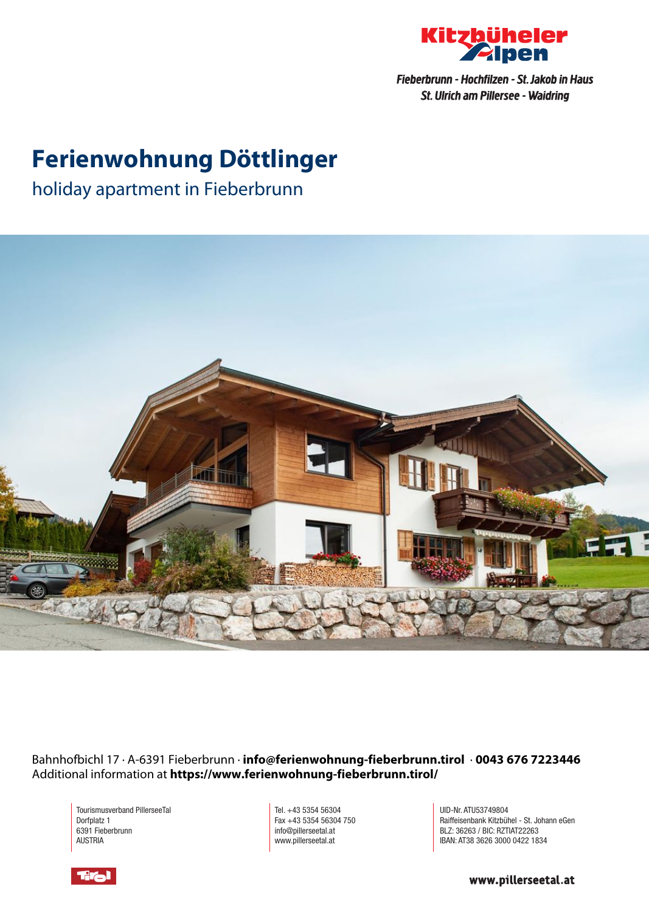Kitzbüheler Alpen

*Fieberbrunn - Hochfilzen - St. Jakob in Haus*
*St. Ulrich am Pillersee - Waidring*

# Ferienwohnung Döttlinger

## holiday apartment in Fieberbrunn

Bahnhofbichl 17 · A-6391 Fieberbrunn · **info@ferienwohnung-fieberbrunn.tirol** · **0043 676 7223446**
Additional information at **https://www.ferienwohnung-fieberbrunn.tirol/**

Tourismusverband PillerseeTal
Dorfplatz 1
6391 Fieberbrunn
AUSTRIA

Tel. +43 5354 56304
Fax +43 5354 56304 750
info@pillerseetal.at
www.pillerseetal.at

UID-Nr. ATU53749804
Raiffeisenbank Kitzbühel - St. Johann eGen
BLZ: 36263 / BIC: RZTIAT22263
IBAN: AT38 3626 3000 0422 1834

Tirol

www.pillerseetal.at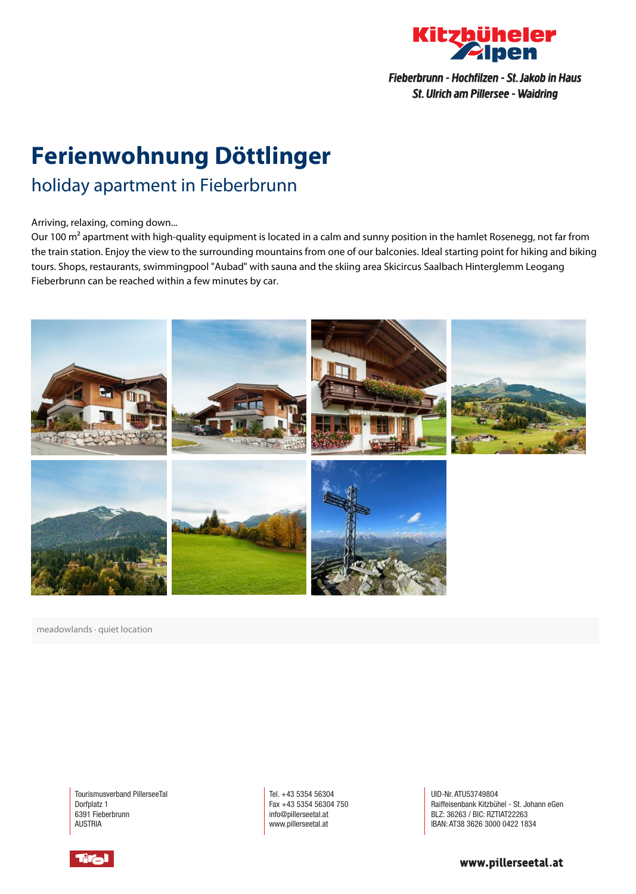Fieberbrunn - Hochfilzen - St. Jakob in Haus
St. Ulrich am Pillersee - Waidring

# Ferienwohnung Döttlinger

## holiday apartment in Fieberbrunn

Arriving, relaxing, coming down...
Our 100 m² apartment with high-quality equipment is located in a calm and sunny position in the hamlet Rosenegg, not far from the train station. Enjoy the view to the surrounding mountains from one of our balconies. Ideal starting point for hiking and biking tours. Shops, restaurants, swimmingpool "Aubad" with sauna and the skiing area Skicircus Saalbach Hinterglemm Leogang Fieberbrunn can be reached within a few minutes by car.

meadowlands · quiet location

Tourismusverband PillerseeTal
Dorfplatz 1
6391 Fieberbrunn
AUSTRIA

Tel. +43 5354 56304
Fax +43 5354 56304 750
info@pillerseetal.at
www.pillerseetal.at

UID-Nr. ATU53749804
Raiffeisenbank Kitzbühel - St. Johann eGen
BLZ: 36263 / BIC: RZTIAT22263
IBAN: AT38 3626 3000 0422 1834

www.pillerseetal.at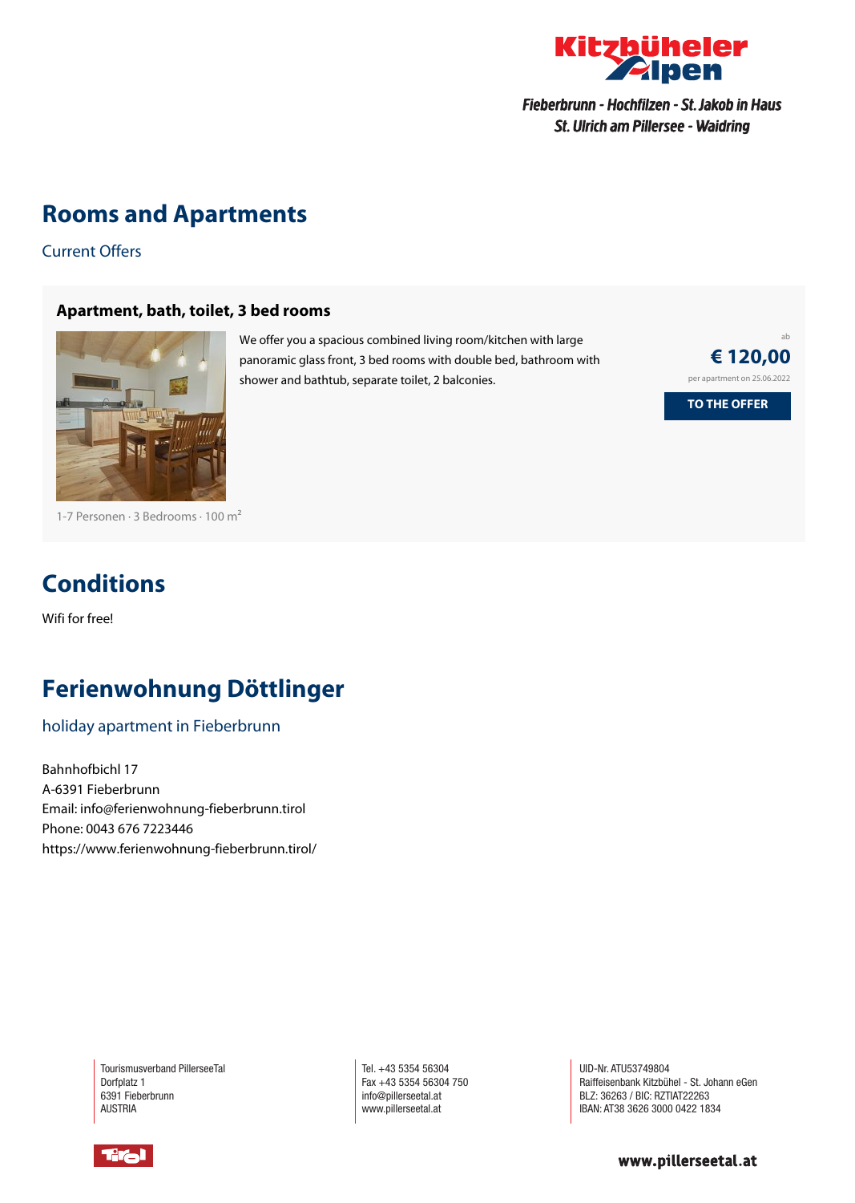## Rooms and Apartments

Current Offers

### Apartment, bath, toilet, 3 bed rooms

We offer you a spacious combined living room/kitchen with large panoramic glass front, 3 bed rooms with double bed, bathroom with shower and bathtub, separate toilet, 2 balconies.

ab
**€ 120,00**
per apartment on 25.06.2022

TO THE OFFER

1-7 Personen · 3 Bedrooms · 100 m$^2$

## Conditions

Wifi for free!

## Ferienwohnung Döttlinger

holiday apartment in Fieberbrunn

Bahnhofbichl 17
A-6391 Fieberbrunn
Email: info@ferienwohnung-fieberbrunn.tirol
Phone: 0043 676 7223446
https://www.ferienwohnung-fieberbrunn.tirol/

Tourismusverband PillerseeTal
Dorfplatz 1
6391 Fieberbrunn
AUSTRIA

Tel. +43 5354 56304
Fax +43 5354 56304 750
info@pillerseetal.at
www.pillerseetal.at

UID-Nr. ATU53749804
Raiffeisenbank Kitzbühel - St. Johann eGen
BLZ: 36263 / BIC: RZTIAT22263
IBAN: AT38 3626 3000 0422 1834